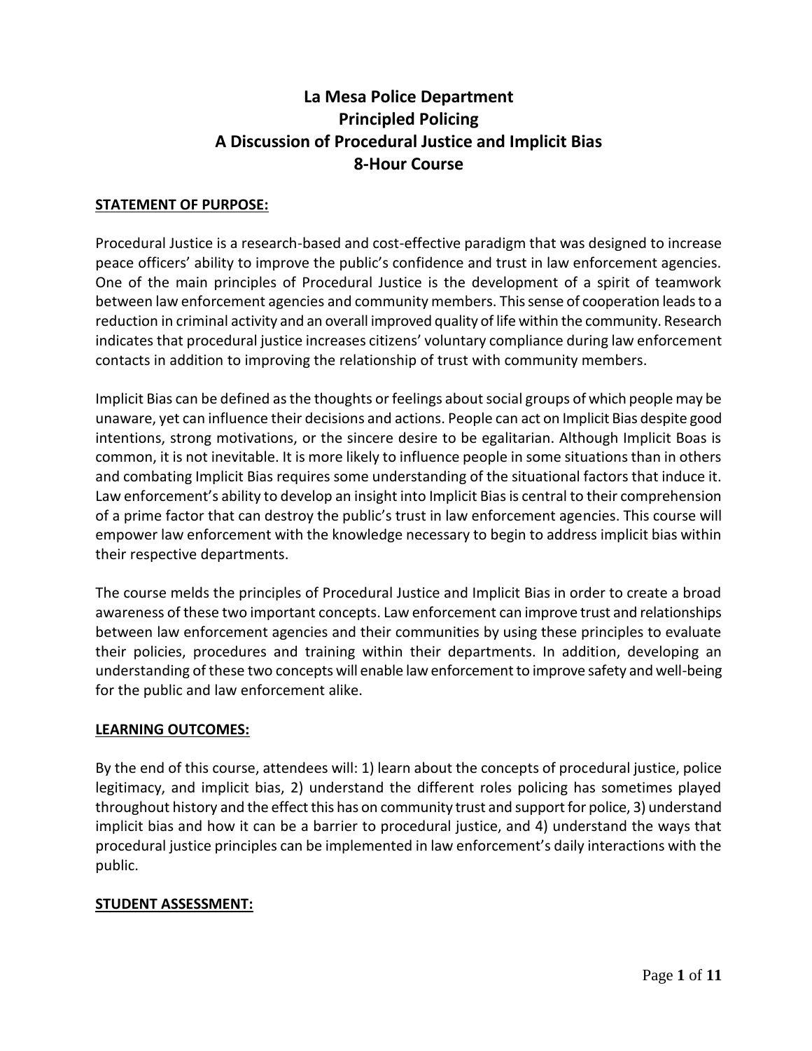# La Mesa Police Department
# Principled Policing
# A Discussion of Procedural Justice and Implicit Bias
# 8-Hour Course

**STATEMENT OF PURPOSE:**

Procedural Justice is a research-based and cost-effective paradigm that was designed to increase peace officers' ability to improve the public's confidence and trust in law enforcement agencies. One of the main principles of Procedural Justice is the development of a spirit of teamwork between law enforcement agencies and community members. This sense of cooperation leads to a reduction in criminal activity and an overall improved quality of life within the community. Research indicates that procedural justice increases citizens' voluntary compliance during law enforcement contacts in addition to improving the relationship of trust with community members.

Implicit Bias can be defined as the thoughts or feelings about social groups of which people may be unaware, yet can influence their decisions and actions. People can act on Implicit Bias despite good intentions, strong motivations, or the sincere desire to be egalitarian. Although Implicit Boas is common, it is not inevitable. It is more likely to influence people in some situations than in others and combating Implicit Bias requires some understanding of the situational factors that induce it. Law enforcement's ability to develop an insight into Implicit Bias is central to their comprehension of a prime factor that can destroy the public's trust in law enforcement agencies. This course will empower law enforcement with the knowledge necessary to begin to address implicit bias within their respective departments.

The course melds the principles of Procedural Justice and Implicit Bias in order to create a broad awareness of these two important concepts. Law enforcement can improve trust and relationships between law enforcement agencies and their communities by using these principles to evaluate their policies, procedures and training within their departments. In addition, developing an understanding of these two concepts will enable law enforcement to improve safety and well-being for the public and law enforcement alike.

**LEARNING OUTCOMES:**

By the end of this course, attendees will: 1) learn about the concepts of procedural justice, police legitimacy, and implicit bias, 2) understand the different roles policing has sometimes played throughout history and the effect this has on community trust and support for police, 3) understand implicit bias and how it can be a barrier to procedural justice, and 4) understand the ways that procedural justice principles can be implemented in law enforcement's daily interactions with the public.

**STUDENT ASSESSMENT:**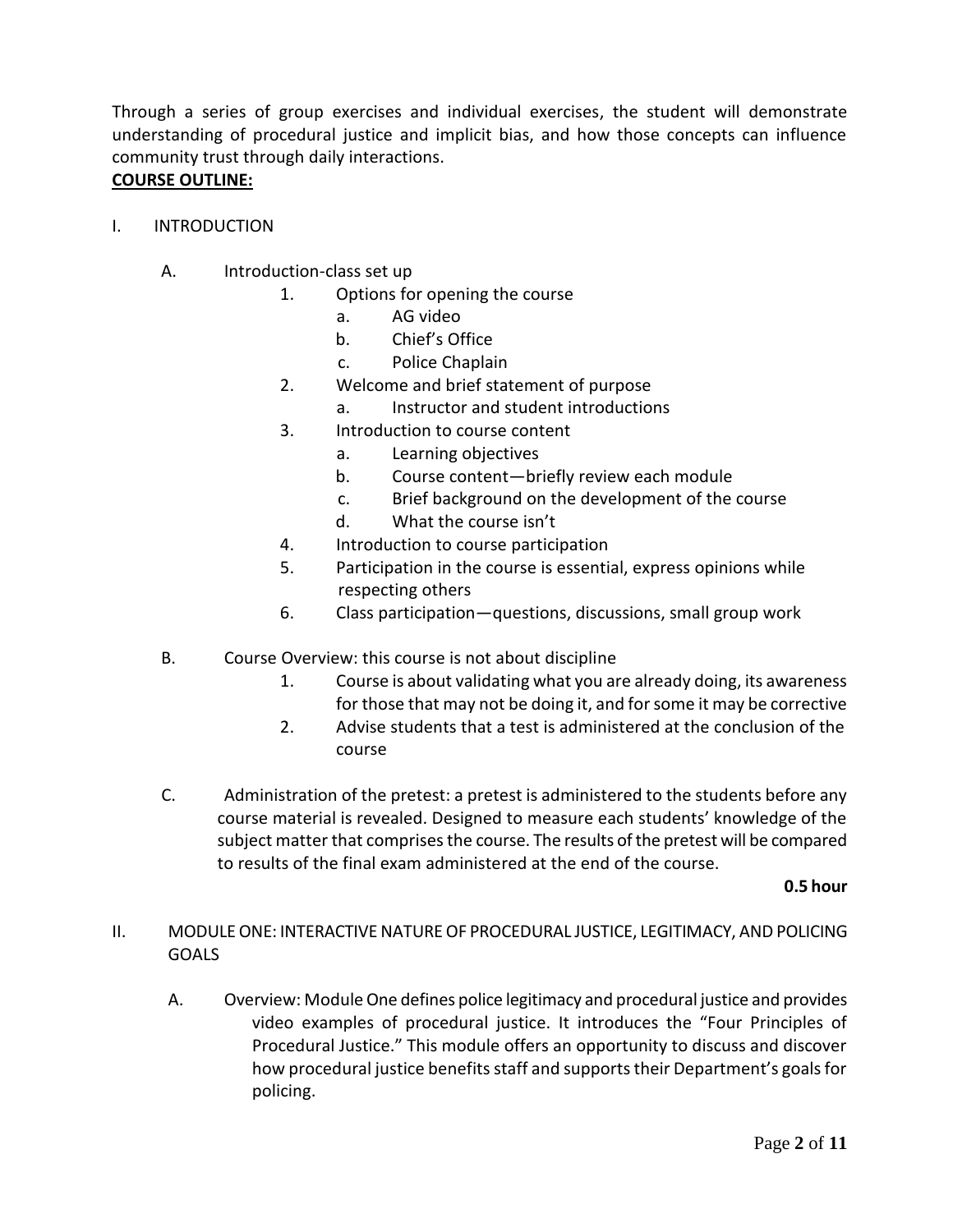Through a series of group exercises and individual exercises, the student will demonstrate understanding of procedural justice and implicit bias, and how those concepts can influence community trust through daily interactions.

**COURSE OUTLINE:**

I. INTRODUCTION

A. Introduction-class set up

1. Options for opening the course
   a. AG video
   b. Chief's Office
   c. Police Chaplain
2. Welcome and brief statement of purpose
   a. Instructor and student introductions
3. Introduction to course content
   a. Learning objectives
   b. Course content—briefly review each module
   c. Brief background on the development of the course
   d. What the course isn't
4. Introduction to course participation
5. Participation in the course is essential, express opinions while respecting others
6. Class participation—questions, discussions, small group work

B. Course Overview: this course is not about discipline

1. Course is about validating what you are already doing, its awareness for those that may not be doing it, and for some it may be corrective
2. Advise students that a test is administered at the conclusion of the course

C. Administration of the pretest: a pretest is administered to the students before any course material is revealed. Designed to measure each students' knowledge of the subject matter that comprises the course. The results of the pretest will be compared to results of the final exam administered at the end of the course.

**0.5 hour**

II. MODULE ONE: INTERACTIVE NATURE OF PROCEDURAL JUSTICE, LEGITIMACY, AND POLICING GOALS

A. Overview: Module One defines police legitimacy and procedural justice and provides video examples of procedural justice. It introduces the "Four Principles of Procedural Justice." This module offers an opportunity to discuss and discover how procedural justice benefits staff and supports their Department's goals for policing.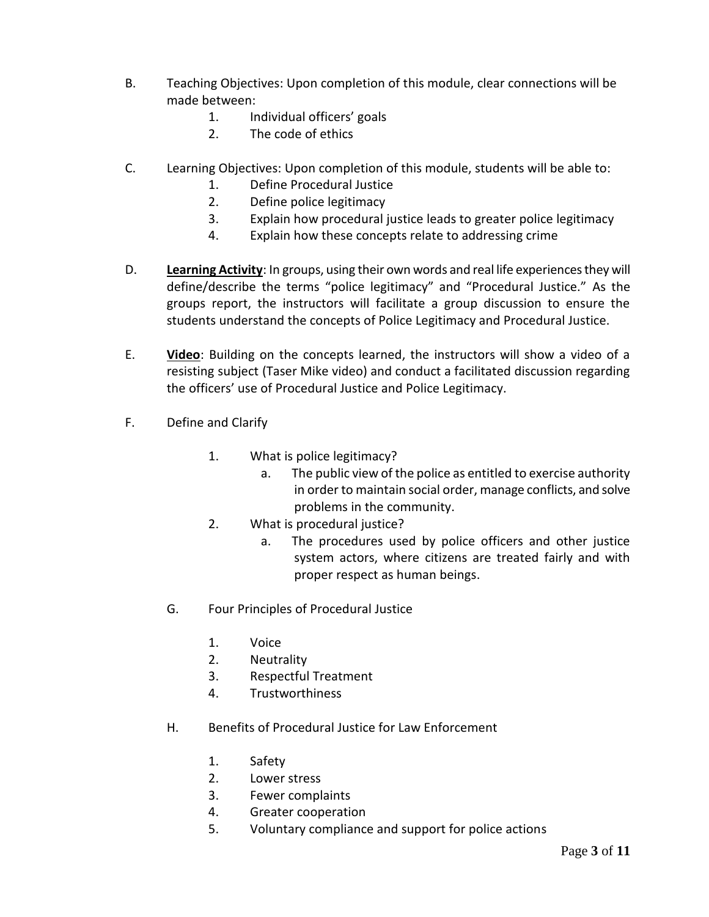B. Teaching Objectives: Upon completion of this module, clear connections will be made between:

   1. Individual officers' goals
   2. The code of ethics

C. Learning Objectives: Upon completion of this module, students will be able to:

   1. Define Procedural Justice
   2. Define police legitimacy
   3. Explain how procedural justice leads to greater police legitimacy
   4. Explain how these concepts relate to addressing crime

D. **Learning Activity**: In groups, using their own words and real life experiences they will define/describe the terms "police legitimacy" and "Procedural Justice." As the groups report, the instructors will facilitate a group discussion to ensure the students understand the concepts of Police Legitimacy and Procedural Justice.

E. **Video**: Building on the concepts learned, the instructors will show a video of a resisting subject (Taser Mike video) and conduct a facilitated discussion regarding the officers' use of Procedural Justice and Police Legitimacy.

F. Define and Clarify

   1. What is police legitimacy?
      a. The public view of the police as entitled to exercise authority in order to maintain social order, manage conflicts, and solve problems in the community.
   2. What is procedural justice?
      a. The procedures used by police officers and other justice system actors, where citizens are treated fairly and with proper respect as human beings.

G. Four Principles of Procedural Justice

   1. Voice
   2. Neutrality
   3. Respectful Treatment
   4. Trustworthiness

H. Benefits of Procedural Justice for Law Enforcement

   1. Safety
   2. Lower stress
   3. Fewer complaints
   4. Greater cooperation
   5. Voluntary compliance and support for police actions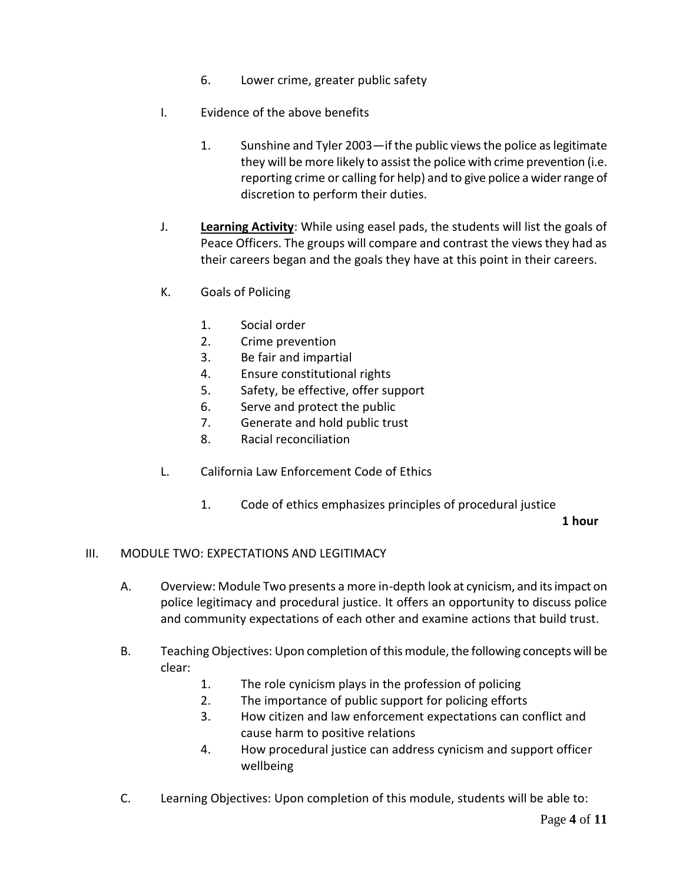6. Lower crime, greater public safety

I. Evidence of the above benefits

   1. Sunshine and Tyler 2003—if the public views the police as legitimate they will be more likely to assist the police with crime prevention (i.e. reporting crime or calling for help) and to give police a wider range of discretion to perform their duties.

J. **<u>Learning Activity</u>**: While using easel pads, the students will list the goals of Peace Officers. The groups will compare and contrast the views they had as their careers began and the goals they have at this point in their careers.

K. Goals of Policing

   1. Social order
   2. Crime prevention
   3. Be fair and impartial
   4. Ensure constitutional rights
   5. Safety, be effective, offer support
   6. Serve and protect the public
   7. Generate and hold public trust
   8. Racial reconciliation

L. California Law Enforcement Code of Ethics

   1. Code of ethics emphasizes principles of procedural justice

**1 hour**

III. MODULE TWO: EXPECTATIONS AND LEGITIMACY

A. Overview: Module Two presents a more in-depth look at cynicism, and its impact on police legitimacy and procedural justice. It offers an opportunity to discuss police and community expectations of each other and examine actions that build trust.

B. Teaching Objectives: Upon completion of this module, the following concepts will be clear:

   1. The role cynicism plays in the profession of policing
   2. The importance of public support for policing efforts
   3. How citizen and law enforcement expectations can conflict and cause harm to positive relations
   4. How procedural justice can address cynicism and support officer wellbeing

C. Learning Objectives: Upon completion of this module, students will be able to: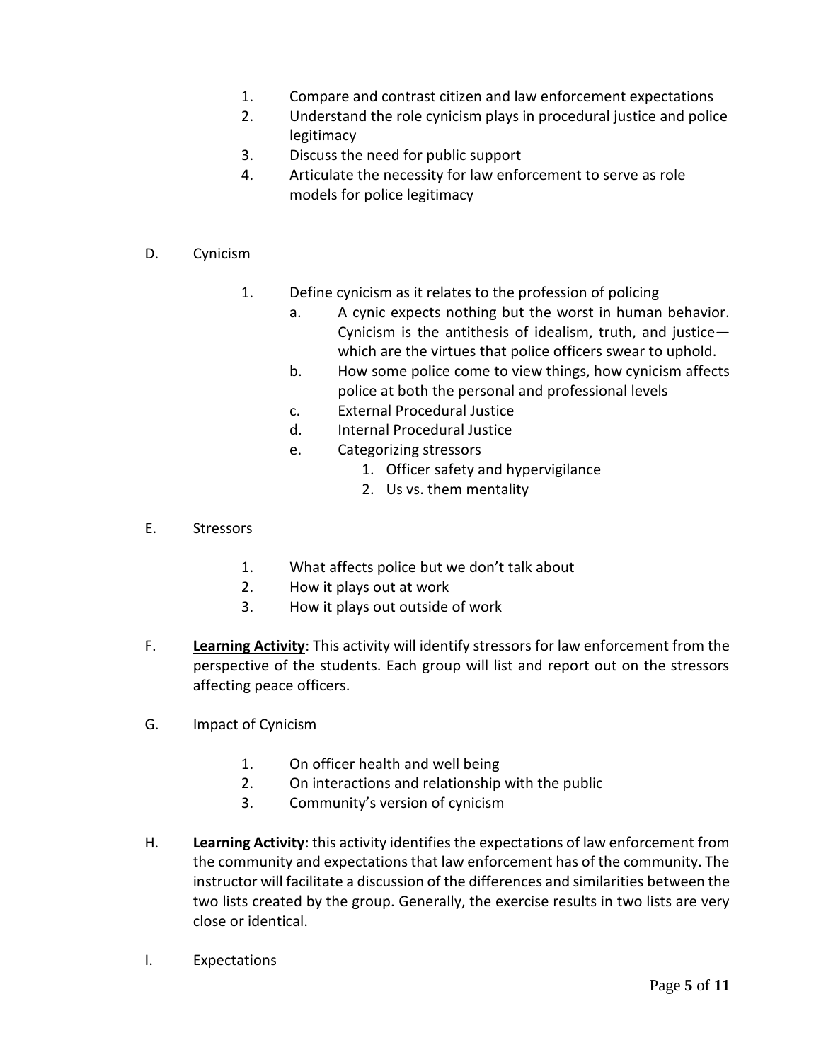1. Compare and contrast citizen and law enforcement expectations
2. Understand the role cynicism plays in procedural justice and police legitimacy
3. Discuss the need for public support
4. Articulate the necessity for law enforcement to serve as role models for police legitimacy

D. Cynicism

   1. Define cynicism as it relates to the profession of policing
      a. A cynic expects nothing but the worst in human behavior. Cynicism is the antithesis of idealism, truth, and justice—which are the virtues that police officers swear to uphold.
      b. How some police come to view things, how cynicism affects police at both the personal and professional levels
      c. External Procedural Justice
      d. Internal Procedural Justice
      e. Categorizing stressors
         1. Officer safety and hypervigilance
         2. Us vs. them mentality

E. Stressors

   1. What affects police but we don't talk about
   2. How it plays out at work
   3. How it plays out outside of work

F. **Learning Activity**: This activity will identify stressors for law enforcement from the perspective of the students. Each group will list and report out on the stressors affecting peace officers.

G. Impact of Cynicism

   1. On officer health and well being
   2. On interactions and relationship with the public
   3. Community's version of cynicism

H. **Learning Activity**: this activity identifies the expectations of law enforcement from the community and expectations that law enforcement has of the community. The instructor will facilitate a discussion of the differences and similarities between the two lists created by the group. Generally, the exercise results in two lists are very close or identical.

I. Expectations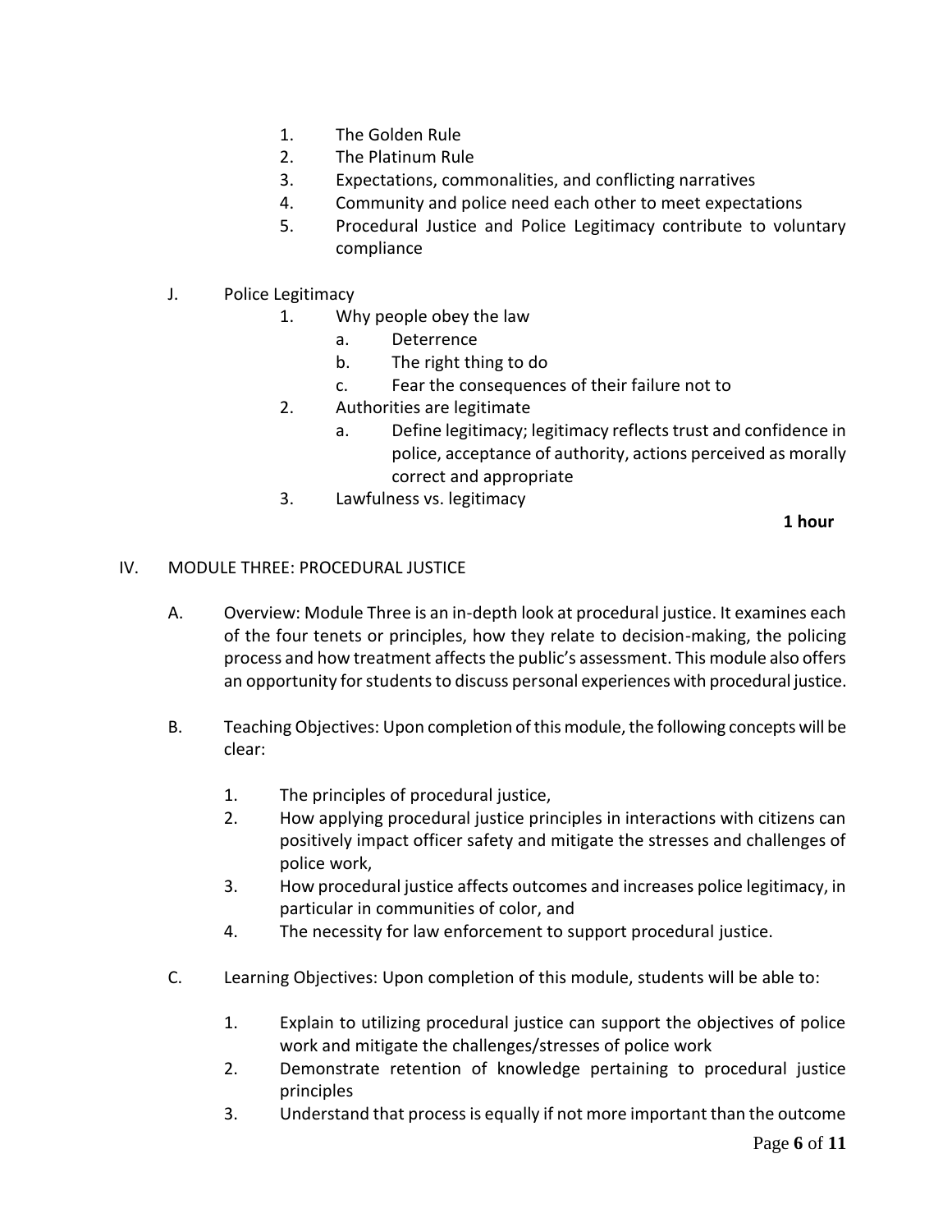1. The Golden Rule
2. The Platinum Rule
3. Expectations, commonalities, and conflicting narratives
4. Community and police need each other to meet expectations
5. Procedural Justice and Police Legitimacy contribute to voluntary compliance

J. Police Legitimacy
   1. Why people obey the law
      a. Deterrence
      b. The right thing to do
      c. Fear the consequences of their failure not to
   2. Authorities are legitimate
      a. Define legitimacy; legitimacy reflects trust and confidence in police, acceptance of authority, actions perceived as morally correct and appropriate
   3. Lawfulness vs. legitimacy

**1 hour**

IV. MODULE THREE: PROCEDURAL JUSTICE

A. Overview: Module Three is an in-depth look at procedural justice. It examines each of the four tenets or principles, how they relate to decision-making, the policing process and how treatment affects the public's assessment. This module also offers an opportunity for students to discuss personal experiences with procedural justice.

B. Teaching Objectives: Upon completion of this module, the following concepts will be clear:

   1. The principles of procedural justice,
   2. How applying procedural justice principles in interactions with citizens can positively impact officer safety and mitigate the stresses and challenges of police work,
   3. How procedural justice affects outcomes and increases police legitimacy, in particular in communities of color, and
   4. The necessity for law enforcement to support procedural justice.

C. Learning Objectives: Upon completion of this module, students will be able to:

   1. Explain to utilizing procedural justice can support the objectives of police work and mitigate the challenges/stresses of police work
   2. Demonstrate retention of knowledge pertaining to procedural justice principles
   3. Understand that process is equally if not more important than the outcome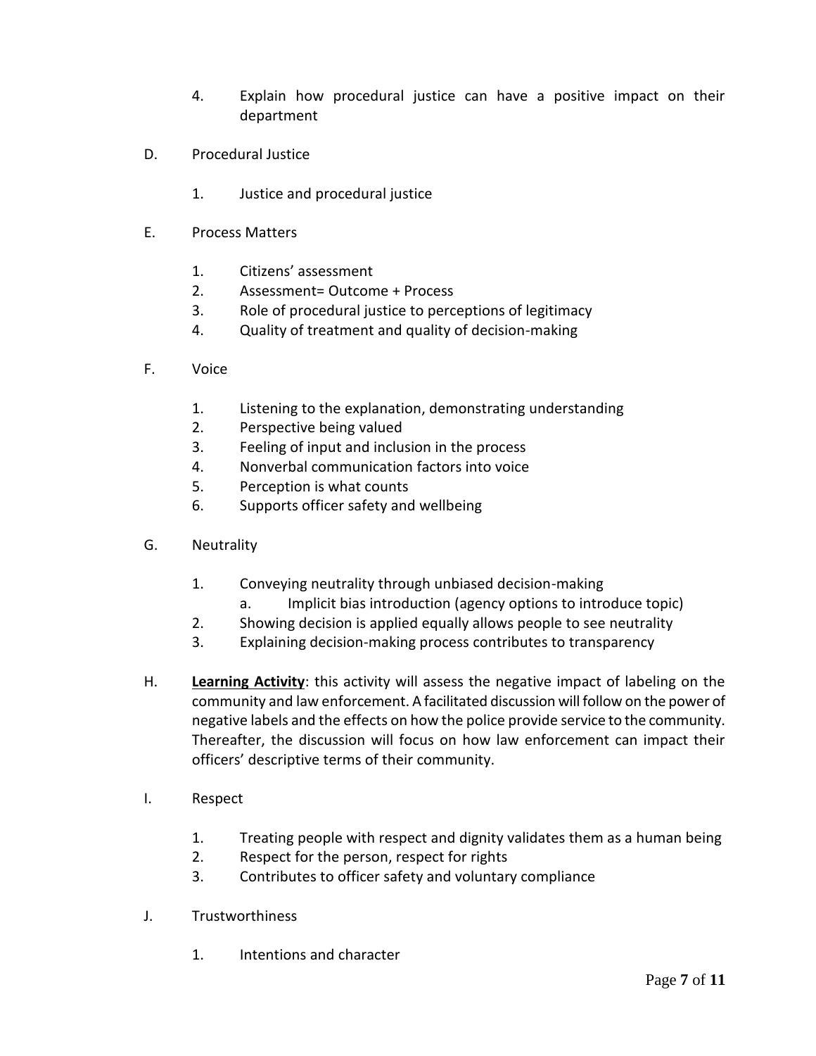4. Explain how procedural justice can have a positive impact on their department

D. Procedural Justice

   1. Justice and procedural justice

E. Process Matters

   1. Citizens' assessment
   2. Assessment= Outcome + Process
   3. Role of procedural justice to perceptions of legitimacy
   4. Quality of treatment and quality of decision-making

F. Voice

   1. Listening to the explanation, demonstrating understanding
   2. Perspective being valued
   3. Feeling of input and inclusion in the process
   4. Nonverbal communication factors into voice
   5. Perception is what counts
   6. Supports officer safety and wellbeing

G. Neutrality

   1. Conveying neutrality through unbiased decision-making
      a. Implicit bias introduction (agency options to introduce topic)
   2. Showing decision is applied equally allows people to see neutrality
   3. Explaining decision-making process contributes to transparency

H. **<u>Learning Activity</u>**: this activity will assess the negative impact of labeling on the community and law enforcement. A facilitated discussion will follow on the power of negative labels and the effects on how the police provide service to the community. Thereafter, the discussion will focus on how law enforcement can impact their officers' descriptive terms of their community.

I. Respect

   1. Treating people with respect and dignity validates them as a human being
   2. Respect for the person, respect for rights
   3. Contributes to officer safety and voluntary compliance

J. Trustworthiness

   1. Intentions and character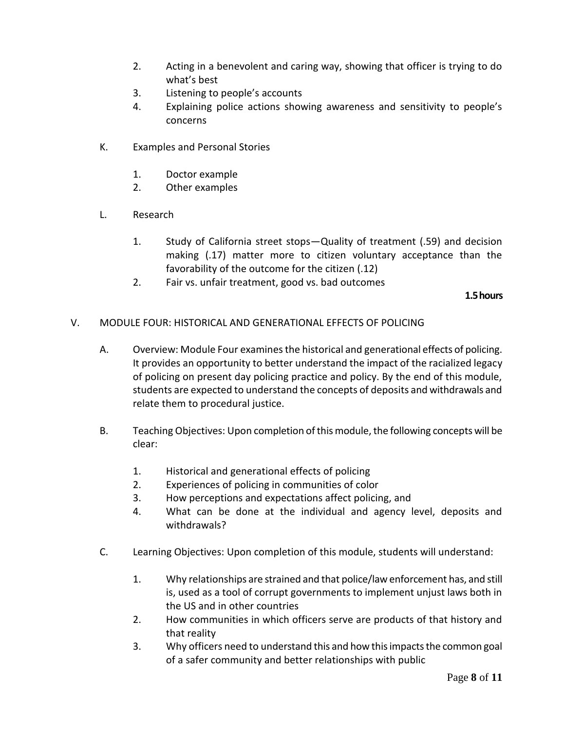2. Acting in a benevolent and caring way, showing that officer is trying to do what's best
3. Listening to people's accounts
4. Explaining police actions showing awareness and sensitivity to people's concerns

K. Examples and Personal Stories

1. Doctor example
2. Other examples

L. Research

1. Study of California street stops—Quality of treatment (.59) and decision making (.17) matter more to citizen voluntary acceptance than the favorability of the outcome for the citizen (.12)
2. Fair vs. unfair treatment, good vs. bad outcomes

**1.5 hours**

V. MODULE FOUR: HISTORICAL AND GENERATIONAL EFFECTS OF POLICING

A. Overview: Module Four examines the historical and generational effects of policing. It provides an opportunity to better understand the impact of the racialized legacy of policing on present day policing practice and policy. By the end of this module, students are expected to understand the concepts of deposits and withdrawals and relate them to procedural justice.

B. Teaching Objectives: Upon completion of this module, the following concepts will be clear:

1. Historical and generational effects of policing
2. Experiences of policing in communities of color
3. How perceptions and expectations affect policing, and
4. What can be done at the individual and agency level, deposits and withdrawals?

C. Learning Objectives: Upon completion of this module, students will understand:

1. Why relationships are strained and that police/law enforcement has, and still is, used as a tool of corrupt governments to implement unjust laws both in the US and in other countries
2. How communities in which officers serve are products of that history and that reality
3. Why officers need to understand this and how this impacts the common goal of a safer community and better relationships with public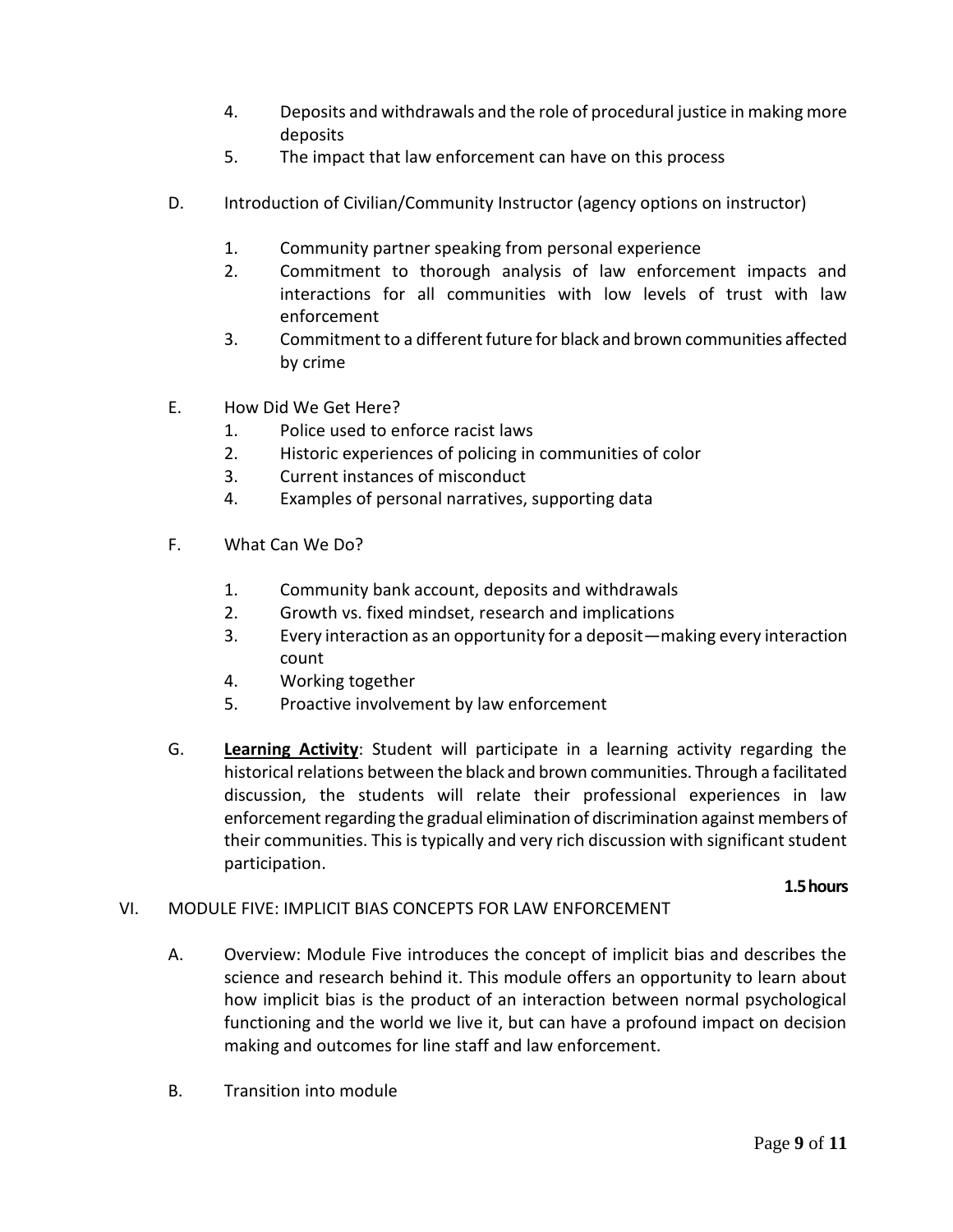4. Deposits and withdrawals and the role of procedural justice in making more deposits
5. The impact that law enforcement can have on this process

D. Introduction of Civilian/Community Instructor (agency options on instructor)

1. Community partner speaking from personal experience
2. Commitment to thorough analysis of law enforcement impacts and interactions for all communities with low levels of trust with law enforcement
3. Commitment to a different future for black and brown communities affected by crime

E. How Did We Get Here?

1. Police used to enforce racist laws
2. Historic experiences of policing in communities of color
3. Current instances of misconduct
4. Examples of personal narratives, supporting data

F. What Can We Do?

1. Community bank account, deposits and withdrawals
2. Growth vs. fixed mindset, research and implications
3. Every interaction as an opportunity for a deposit—making every interaction count
4. Working together
5. Proactive involvement by law enforcement

G. **<u>Learning Activity</u>**: Student will participate in a learning activity regarding the historical relations between the black and brown communities. Through a facilitated discussion, the students will relate their professional experiences in law enforcement regarding the gradual elimination of discrimination against members of their communities. This is typically and very rich discussion with significant student participation.

**1.5 hours**

VI. MODULE FIVE: IMPLICIT BIAS CONCEPTS FOR LAW ENFORCEMENT

A. Overview: Module Five introduces the concept of implicit bias and describes the science and research behind it. This module offers an opportunity to learn about how implicit bias is the product of an interaction between normal psychological functioning and the world we live it, but can have a profound impact on decision making and outcomes for line staff and law enforcement.

B. Transition into module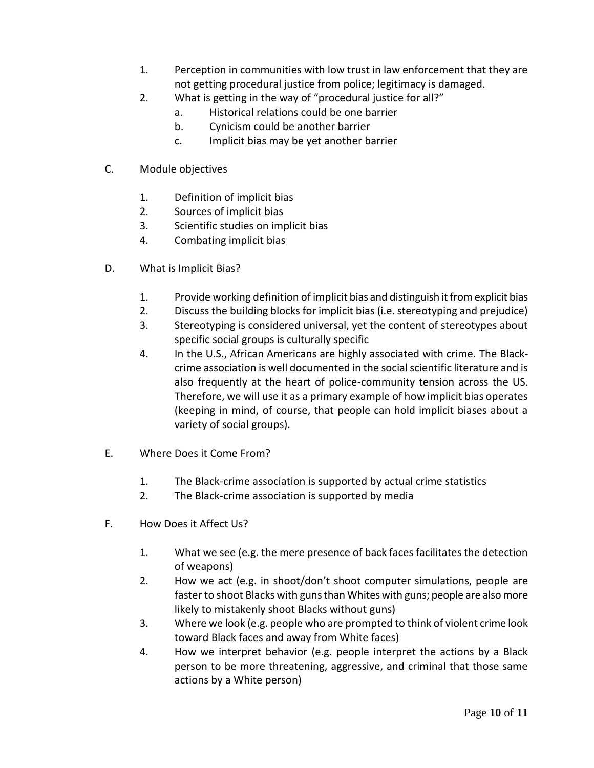1. Perception in communities with low trust in law enforcement that they are not getting procedural justice from police; legitimacy is damaged.
2. What is getting in the way of "procedural justice for all?"
   a. Historical relations could be one barrier
   b. Cynicism could be another barrier
   c. Implicit bias may be yet another barrier

C. Module objectives

1. Definition of implicit bias
2. Sources of implicit bias
3. Scientific studies on implicit bias
4. Combating implicit bias

D. What is Implicit Bias?

1. Provide working definition of implicit bias and distinguish it from explicit bias
2. Discuss the building blocks for implicit bias (i.e. stereotyping and prejudice)
3. Stereotyping is considered universal, yet the content of stereotypes about specific social groups is culturally specific
4. In the U.S., African Americans are highly associated with crime. The Black-crime association is well documented in the social scientific literature and is also frequently at the heart of police-community tension across the US. Therefore, we will use it as a primary example of how implicit bias operates (keeping in mind, of course, that people can hold implicit biases about a variety of social groups).

E. Where Does it Come From?

1. The Black-crime association is supported by actual crime statistics
2. The Black-crime association is supported by media

F. How Does it Affect Us?

1. What we see (e.g. the mere presence of back faces facilitates the detection of weapons)
2. How we act (e.g. in shoot/don't shoot computer simulations, people are faster to shoot Blacks with guns than Whites with guns; people are also more likely to mistakenly shoot Blacks without guns)
3. Where we look (e.g. people who are prompted to think of violent crime look toward Black faces and away from White faces)
4. How we interpret behavior (e.g. people interpret the actions by a Black person to be more threatening, aggressive, and criminal that those same actions by a White person)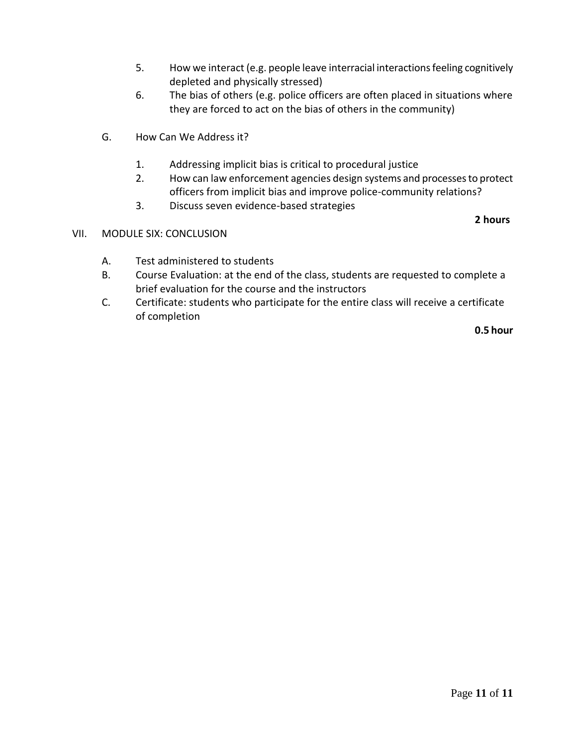5. How we interact (e.g. people leave interracial interactions feeling cognitively depleted and physically stressed)
6. The bias of others (e.g. police officers are often placed in situations where they are forced to act on the bias of others in the community)

G. How Can We Address it?

1. Addressing implicit bias is critical to procedural justice
2. How can law enforcement agencies design systems and processes to protect officers from implicit bias and improve police-community relations?
3. Discuss seven evidence-based strategies

**2 hours**

VII. MODULE SIX: CONCLUSION

A. Test administered to students
B. Course Evaluation: at the end of the class, students are requested to complete a brief evaluation for the course and the instructors
C. Certificate: students who participate for the entire class will receive a certificate of completion

**0.5 hour**